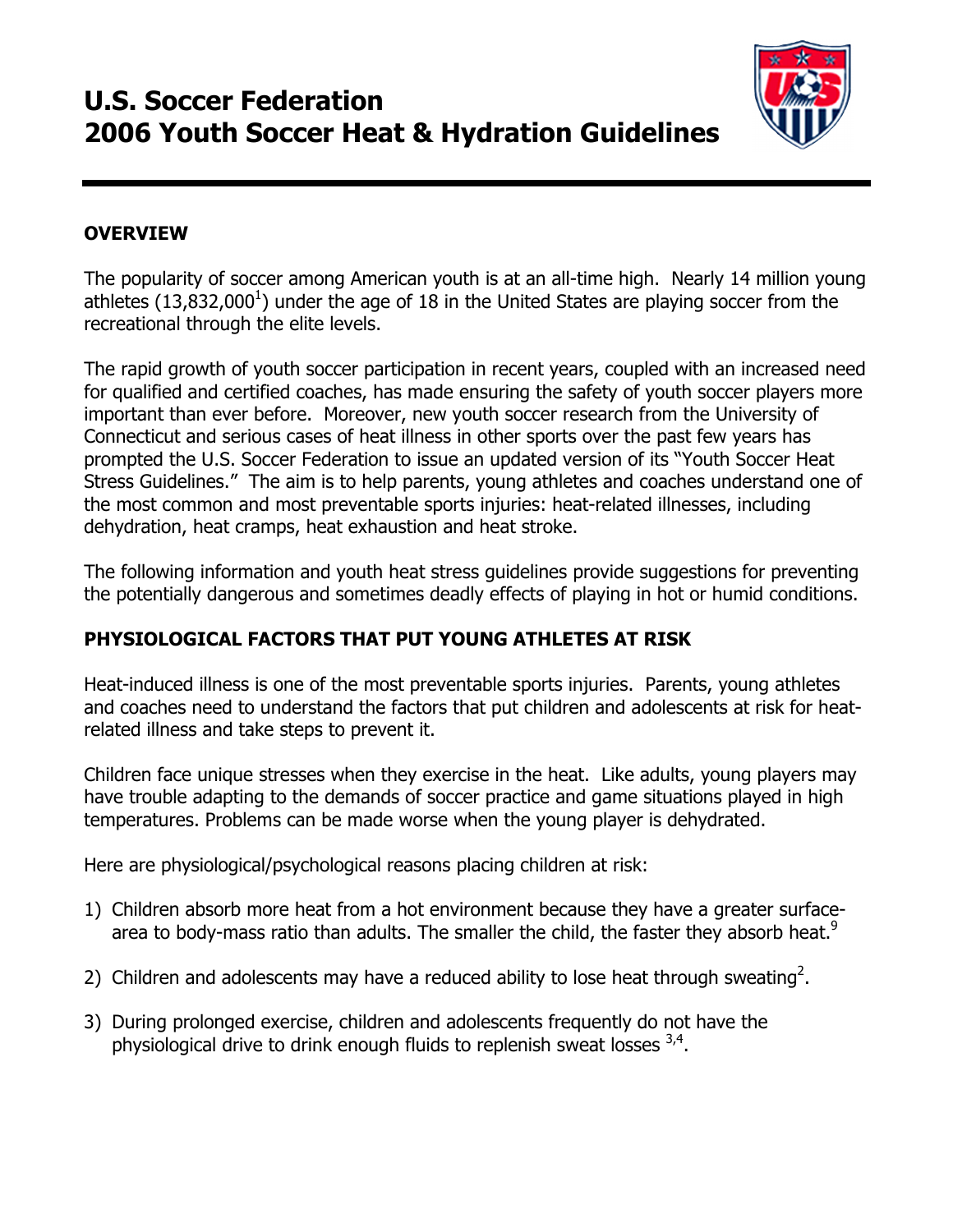# U.S. Soccer Federation
# 2006 Youth Soccer Heat & Hydration Guidelines

## OVERVIEW

The popularity of soccer among American youth is at an all-time high. Nearly 14 million young athletes (13,832,000[1]) under the age of 18 in the United States are playing soccer from the recreational through the elite levels.

The rapid growth of youth soccer participation in recent years, coupled with an increased need for qualified and certified coaches, has made ensuring the safety of youth soccer players more important than ever before. Moreover, new youth soccer research from the University of Connecticut and serious cases of heat illness in other sports over the past few years has prompted the U.S. Soccer Federation to issue an updated version of its "Youth Soccer Heat Stress Guidelines." The aim is to help parents, young athletes and coaches understand one of the most common and most preventable sports injuries: heat-related illnesses, including dehydration, heat cramps, heat exhaustion and heat stroke.

The following information and youth heat stress guidelines provide suggestions for preventing the potentially dangerous and sometimes deadly effects of playing in hot or humid conditions.

## PHYSIOLOGICAL FACTORS THAT PUT YOUNG ATHLETES AT RISK

Heat-induced illness is one of the most preventable sports injuries. Parents, young athletes and coaches need to understand the factors that put children and adolescents at risk for heat-related illness and take steps to prevent it.

Children face unique stresses when they exercise in the heat. Like adults, young players may have trouble adapting to the demands of soccer practice and game situations played in high temperatures. Problems can be made worse when the young player is dehydrated.

Here are physiological/psychological reasons placing children at risk:

1) Children absorb more heat from a hot environment because they have a greater surface-area to body-mass ratio than adults. The smaller the child, the faster they absorb heat.[9]

2) Children and adolescents may have a reduced ability to lose heat through sweating[2].

3) During prolonged exercise, children and adolescents frequently do not have the physiological drive to drink enough fluids to replenish sweat losses [3,4].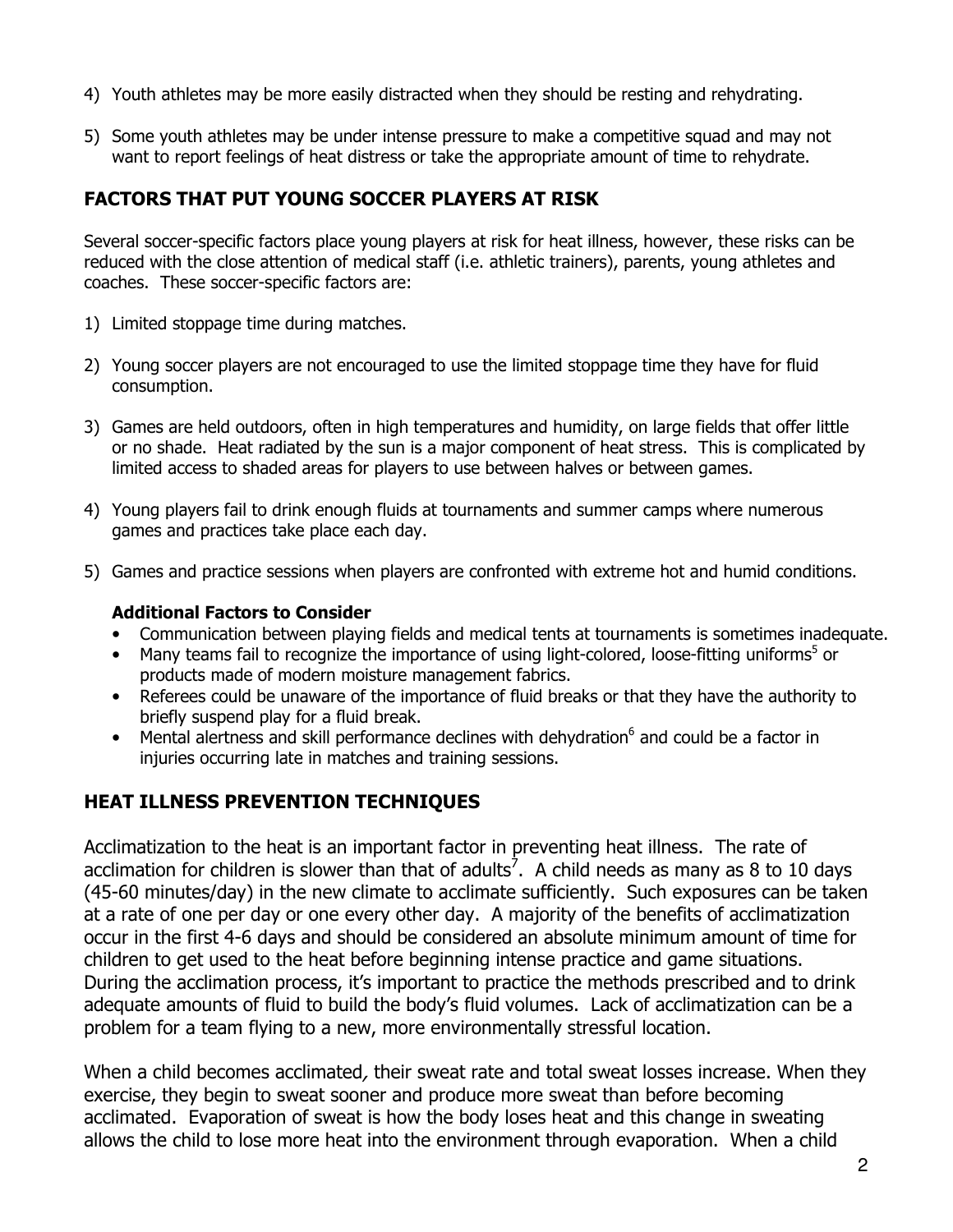4) Youth athletes may be more easily distracted when they should be resting and rehydrating.

5) Some youth athletes may be under intense pressure to make a competitive squad and may not want to report feelings of heat distress or take the appropriate amount of time to rehydrate.

## FACTORS THAT PUT YOUNG SOCCER PLAYERS AT RISK

Several soccer-specific factors place young players at risk for heat illness, however, these risks can be reduced with the close attention of medical staff (i.e. athletic trainers), parents, young athletes and coaches. These soccer-specific factors are:

1) Limited stoppage time during matches.

2) Young soccer players are not encouraged to use the limited stoppage time they have for fluid consumption.

3) Games are held outdoors, often in high temperatures and humidity, on large fields that offer little or no shade. Heat radiated by the sun is a major component of heat stress. This is complicated by limited access to shaded areas for players to use between halves or between games.

4) Young players fail to drink enough fluids at tournaments and summer camps where numerous games and practices take place each day.

5) Games and practice sessions when players are confronted with extreme hot and humid conditions.

**Additional Factors to Consider**

- Communication between playing fields and medical tents at tournaments is sometimes inadequate.
- Many teams fail to recognize the importance of using light-colored, loose-fitting uniforms[5] or products made of modern moisture management fabrics.
- Referees could be unaware of the importance of fluid breaks or that they have the authority to briefly suspend play for a fluid break.
- Mental alertness and skill performance declines with dehydration[6] and could be a factor in injuries occurring late in matches and training sessions.

## HEAT ILLNESS PREVENTION TECHNIQUES

Acclimatization to the heat is an important factor in preventing heat illness. The rate of acclimation for children is slower than that of adults[7]. A child needs as many as 8 to 10 days (45-60 minutes/day) in the new climate to acclimate sufficiently. Such exposures can be taken at a rate of one per day or one every other day. A majority of the benefits of acclimatization occur in the first 4-6 days and should be considered an absolute minimum amount of time for children to get used to the heat before beginning intense practice and game situations. During the acclimation process, it's important to practice the methods prescribed and to drink adequate amounts of fluid to build the body's fluid volumes. Lack of acclimatization can be a problem for a team flying to a new, more environmentally stressful location.

When a child becomes acclimated, their sweat rate and total sweat losses increase. When they exercise, they begin to sweat sooner and produce more sweat than before becoming acclimated. Evaporation of sweat is how the body loses heat and this change in sweating allows the child to lose more heat into the environment through evaporation. When a child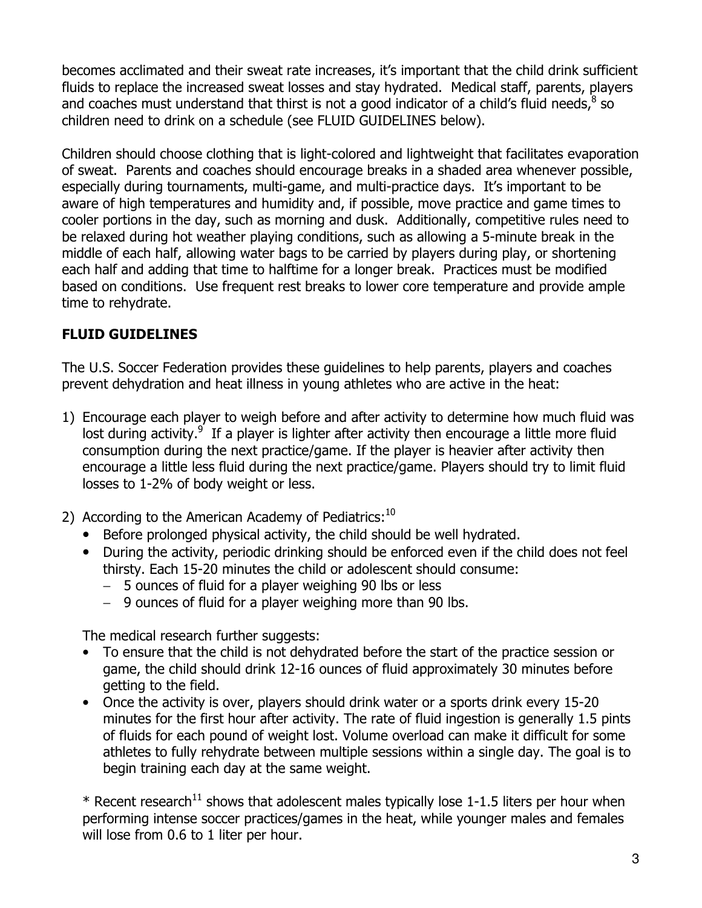becomes acclimated and their sweat rate increases, it's important that the child drink sufficient fluids to replace the increased sweat losses and stay hydrated. Medical staff, parents, players and coaches must understand that thirst is not a good indicator of a child's fluid needs,[8] so children need to drink on a schedule (see FLUID GUIDELINES below).

Children should choose clothing that is light-colored and lightweight that facilitates evaporation of sweat. Parents and coaches should encourage breaks in a shaded area whenever possible, especially during tournaments, multi-game, and multi-practice days. It's important to be aware of high temperatures and humidity and, if possible, move practice and game times to cooler portions in the day, such as morning and dusk. Additionally, competitive rules need to be relaxed during hot weather playing conditions, such as allowing a 5-minute break in the middle of each half, allowing water bags to be carried by players during play, or shortening each half and adding that time to halftime for a longer break. Practices must be modified based on conditions. Use frequent rest breaks to lower core temperature and provide ample time to rehydrate.

## FLUID GUIDELINES

The U.S. Soccer Federation provides these guidelines to help parents, players and coaches prevent dehydration and heat illness in young athletes who are active in the heat:

1) Encourage each player to weigh before and after activity to determine how much fluid was lost during activity.[9] If a player is lighter after activity then encourage a little more fluid consumption during the next practice/game. If the player is heavier after activity then encourage a little less fluid during the next practice/game. Players should try to limit fluid losses to 1-2% of body weight or less.

2) According to the American Academy of Pediatrics:[10]
   - Before prolonged physical activity, the child should be well hydrated.
   - During the activity, periodic drinking should be enforced even if the child does not feel thirsty. Each 15-20 minutes the child or adolescent should consume:
     - 5 ounces of fluid for a player weighing 90 lbs or less
     - 9 ounces of fluid for a player weighing more than 90 lbs.

   The medical research further suggests:
   - To ensure that the child is not dehydrated before the start of the practice session or game, the child should drink 12-16 ounces of fluid approximately 30 minutes before getting to the field.
   - Once the activity is over, players should drink water or a sports drink every 15-20 minutes for the first hour after activity. The rate of fluid ingestion is generally 1.5 pints of fluids for each pound of weight lost. Volume overload can make it difficult for some athletes to fully rehydrate between multiple sessions within a single day. The goal is to begin training each day at the same weight.

   * Recent research[11] shows that adolescent males typically lose 1-1.5 liters per hour when performing intense soccer practices/games in the heat, while younger males and females will lose from 0.6 to 1 liter per hour.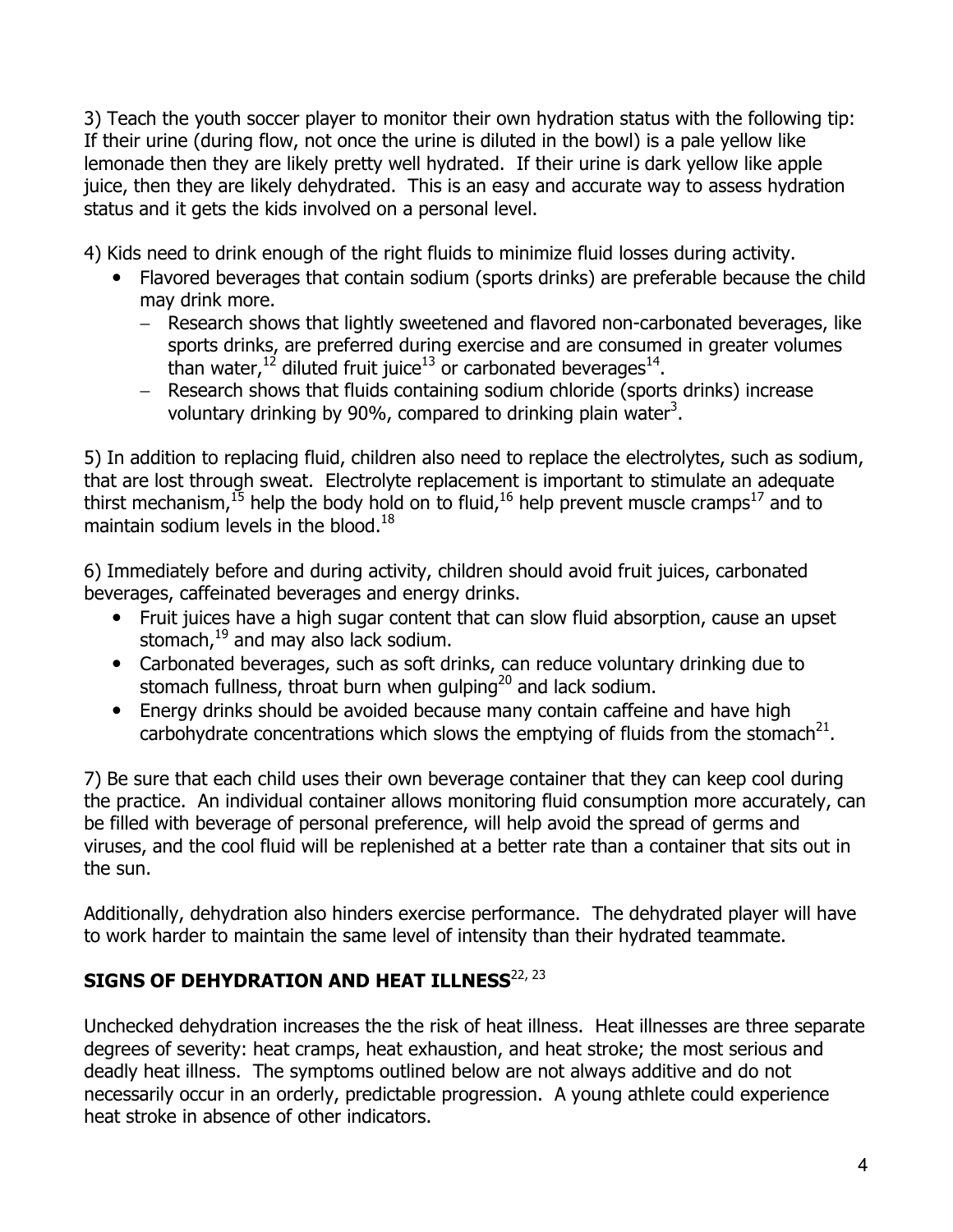3) Teach the youth soccer player to monitor their own hydration status with the following tip: If their urine (during flow, not once the urine is diluted in the bowl) is a pale yellow like lemonade then they are likely pretty well hydrated. If their urine is dark yellow like apple juice, then they are likely dehydrated. This is an easy and accurate way to assess hydration status and it gets the kids involved on a personal level.

4) Kids need to drink enough of the right fluids to minimize fluid losses during activity.

- Flavored beverages that contain sodium (sports drinks) are preferable because the child may drink more.
  - Research shows that lightly sweetened and flavored non-carbonated beverages, like sports drinks, are preferred during exercise and are consumed in greater volumes than water,[12] diluted fruit juice[13] or carbonated beverages[14].
  - Research shows that fluids containing sodium chloride (sports drinks) increase voluntary drinking by 90%, compared to drinking plain water[3].

5) In addition to replacing fluid, children also need to replace the electrolytes, such as sodium, that are lost through sweat. Electrolyte replacement is important to stimulate an adequate thirst mechanism,[15] help the body hold on to fluid,[16] help prevent muscle cramps[17] and to maintain sodium levels in the blood.[18]

6) Immediately before and during activity, children should avoid fruit juices, carbonated beverages, caffeinated beverages and energy drinks.

- Fruit juices have a high sugar content that can slow fluid absorption, cause an upset stomach,[19] and may also lack sodium.
- Carbonated beverages, such as soft drinks, can reduce voluntary drinking due to stomach fullness, throat burn when gulping[20] and lack sodium.
- Energy drinks should be avoided because many contain caffeine and have high carbohydrate concentrations which slows the emptying of fluids from the stomach[21].

7) Be sure that each child uses their own beverage container that they can keep cool during the practice. An individual container allows monitoring fluid consumption more accurately, can be filled with beverage of personal preference, will help avoid the spread of germs and viruses, and the cool fluid will be replenished at a better rate than a container that sits out in the sun.

Additionally, dehydration also hinders exercise performance. The dehydrated player will have to work harder to maintain the same level of intensity than their hydrated teammate.

## SIGNS OF DEHYDRATION AND HEAT ILLNESS[22, 23]

Unchecked dehydration increases the the risk of heat illness. Heat illnesses are three separate degrees of severity: heat cramps, heat exhaustion, and heat stroke; the most serious and deadly heat illness. The symptoms outlined below are not always additive and do not necessarily occur in an orderly, predictable progression. A young athlete could experience heat stroke in absence of other indicators.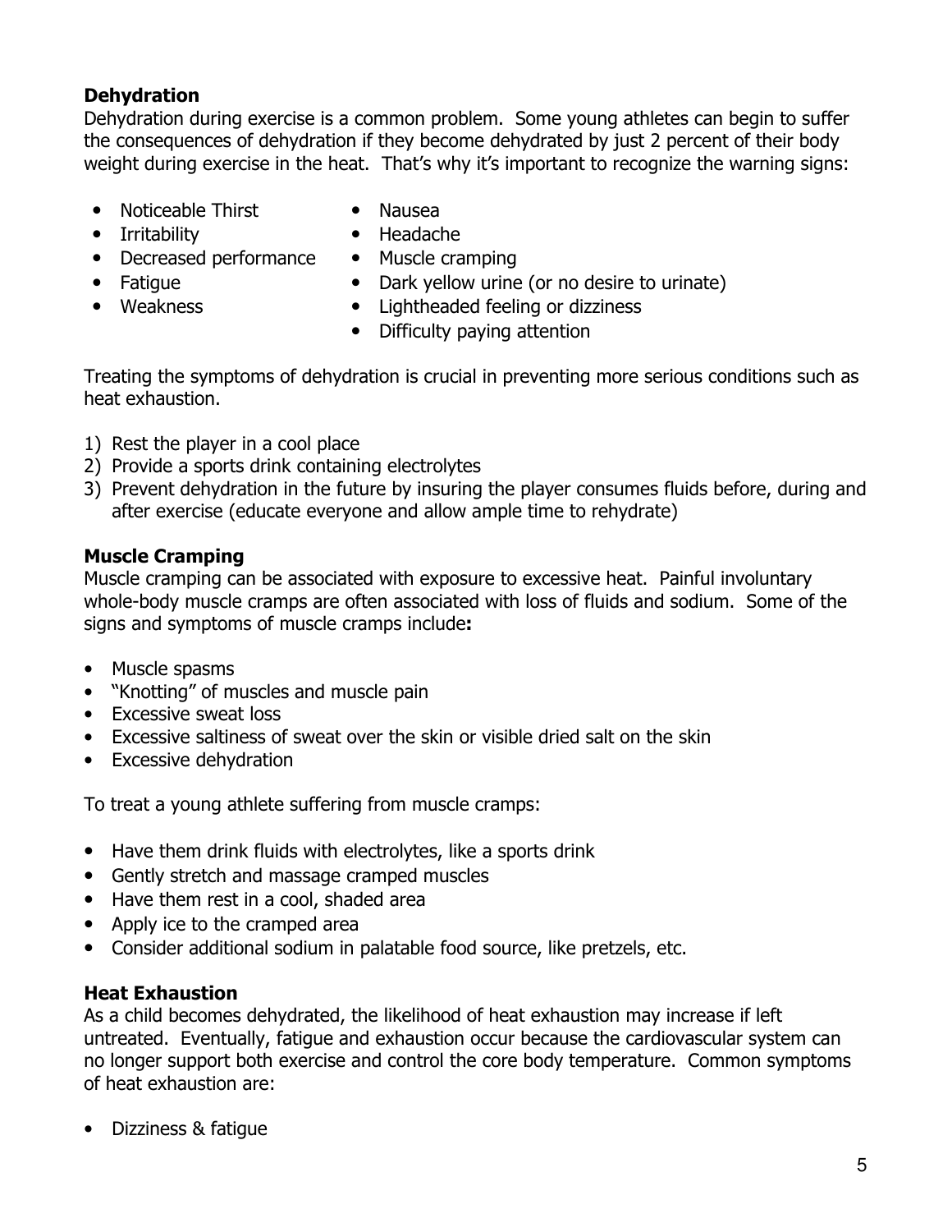**Dehydration**

Dehydration during exercise is a common problem. Some young athletes can begin to suffer the consequences of dehydration if they become dehydrated by just 2 percent of their body weight during exercise in the heat. That's why it's important to recognize the warning signs:

- Noticeable Thirst
- Irritability
- Decreased performance
- Fatigue
- Weakness
- Nausea
- Headache
- Muscle cramping
- Dark yellow urine (or no desire to urinate)
- Lightheaded feeling or dizziness
- Difficulty paying attention

Treating the symptoms of dehydration is crucial in preventing more serious conditions such as heat exhaustion.

1) Rest the player in a cool place
2) Provide a sports drink containing electrolytes
3) Prevent dehydration in the future by insuring the player consumes fluids before, during and after exercise (educate everyone and allow ample time to rehydrate)

**Muscle Cramping**

Muscle cramping can be associated with exposure to excessive heat. Painful involuntary whole-body muscle cramps are often associated with loss of fluids and sodium. Some of the signs and symptoms of muscle cramps include**:**

- Muscle spasms
- "Knotting" of muscles and muscle pain
- Excessive sweat loss
- Excessive saltiness of sweat over the skin or visible dried salt on the skin
- Excessive dehydration

To treat a young athlete suffering from muscle cramps:

- Have them drink fluids with electrolytes, like a sports drink
- Gently stretch and massage cramped muscles
- Have them rest in a cool, shaded area
- Apply ice to the cramped area
- Consider additional sodium in palatable food source, like pretzels, etc.

**Heat Exhaustion**

As a child becomes dehydrated, the likelihood of heat exhaustion may increase if left untreated. Eventually, fatigue and exhaustion occur because the cardiovascular system can no longer support both exercise and control the core body temperature. Common symptoms of heat exhaustion are:

- Dizziness & fatigue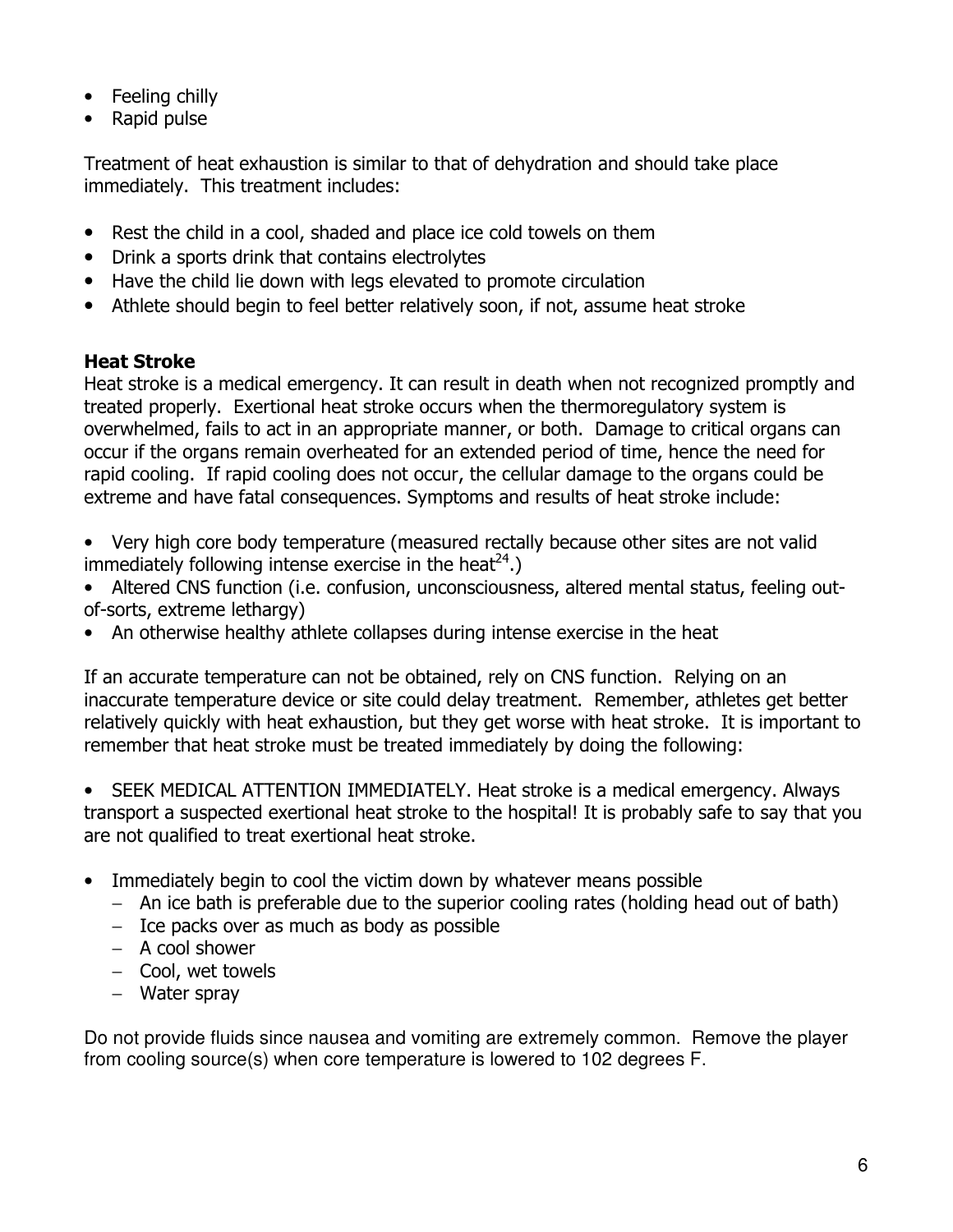- Feeling chilly
- Rapid pulse

Treatment of heat exhaustion is similar to that of dehydration and should take place immediately. This treatment includes:

- Rest the child in a cool, shaded and place ice cold towels on them
- Drink a sports drink that contains electrolytes
- Have the child lie down with legs elevated to promote circulation
- Athlete should begin to feel better relatively soon, if not, assume heat stroke

**Heat Stroke**

Heat stroke is a medical emergency. It can result in death when not recognized promptly and treated properly. Exertional heat stroke occurs when the thermoregulatory system is overwhelmed, fails to act in an appropriate manner, or both. Damage to critical organs can occur if the organs remain overheated for an extended period of time, hence the need for rapid cooling. If rapid cooling does not occur, the cellular damage to the organs could be extreme and have fatal consequences. Symptoms and results of heat stroke include:

- Very high core body temperature (measured rectally because other sites are not valid immediately following intense exercise in the heat[24].)
- Altered CNS function (i.e. confusion, unconsciousness, altered mental status, feeling out-of-sorts, extreme lethargy)
- An otherwise healthy athlete collapses during intense exercise in the heat

If an accurate temperature can not be obtained, rely on CNS function. Relying on an inaccurate temperature device or site could delay treatment. Remember, athletes get better relatively quickly with heat exhaustion, but they get worse with heat stroke. It is important to remember that heat stroke must be treated immediately by doing the following:

- SEEK MEDICAL ATTENTION IMMEDIATELY. Heat stroke is a medical emergency. Always transport a suspected exertional heat stroke to the hospital! It is probably safe to say that you are not qualified to treat exertional heat stroke.

- Immediately begin to cool the victim down by whatever means possible
  - An ice bath is preferable due to the superior cooling rates (holding head out of bath)
  - Ice packs over as much as body as possible
  - A cool shower
  - Cool, wet towels
  - Water spray

Do not provide fluids since nausea and vomiting are extremely common. Remove the player from cooling source(s) when core temperature is lowered to 102 degrees F.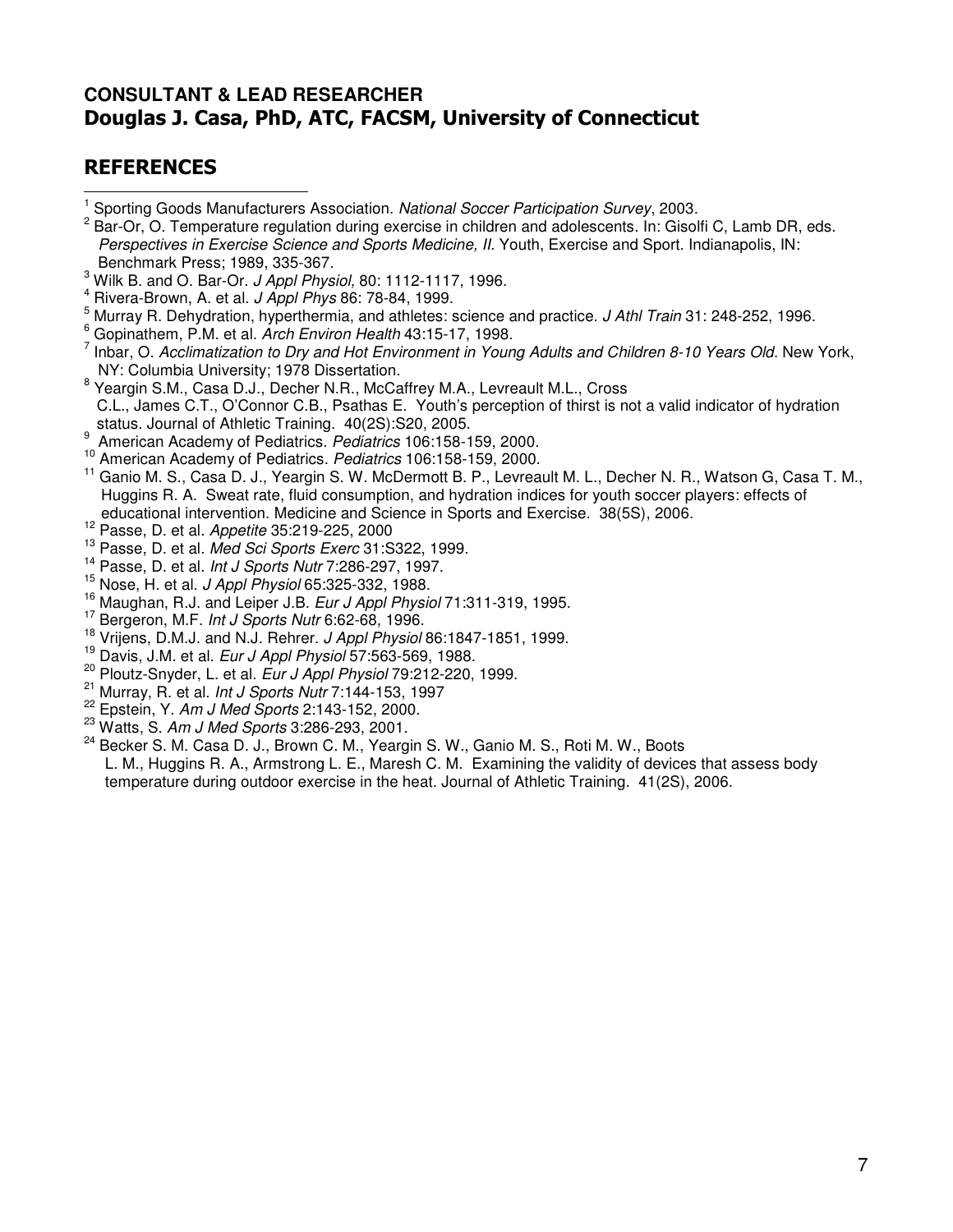**CONSULTANT & LEAD RESEARCHER**

## Douglas J. Casa, PhD, ATC, FACSM, University of Connecticut

## REFERENCES

[1] Sporting Goods Manufacturers Association. *National Soccer Participation Survey*, 2003.

[2] Bar-Or, O. Temperature regulation during exercise in children and adolescents. In: Gisolfi C, Lamb DR, eds. *Perspectives in Exercise Science and Sports Medicine, II.* Youth, Exercise and Sport. Indianapolis, IN: Benchmark Press; 1989, 335-367.

[3] Wilk B. and O. Bar-Or. *J Appl Physiol,* 80: 1112-1117, 1996.

[4] Rivera-Brown, A. et al. *J Appl Phys* 86: 78-84, 1999.

[5] Murray R. Dehydration, hyperthermia, and athletes: science and practice. *J Athl Train* 31: 248-252, 1996.

[6] Gopinathem, P.M. et al. *Arch Environ Health* 43:15-17, 1998.

[7] Inbar, O. *Acclimatization to Dry and Hot Environment in Young Adults and Children 8-10 Years Old.* New York, NY: Columbia University; 1978 Dissertation.

[8] Yeargin S.M., Casa D.J., Decher N.R., McCaffrey M.A., Levreault M.L., Cross C.L., James C.T., O'Connor C.B., Psathas E. Youth's perception of thirst is not a valid indicator of hydration status. Journal of Athletic Training. 40(2S):S20, 2005.

[9] American Academy of Pediatrics. *Pediatrics* 106:158-159, 2000.

[10] American Academy of Pediatrics. *Pediatrics* 106:158-159, 2000.

[11] Ganio M. S., Casa D. J., Yeargin S. W. McDermott B. P., Levreault M. L., Decher N. R., Watson G, Casa T. M., Huggins R. A. Sweat rate, fluid consumption, and hydration indices for youth soccer players: effects of educational intervention. Medicine and Science in Sports and Exercise. 38(5S), 2006.

[12] Passe, D. et al. *Appetite* 35:219-225, 2000

[13] Passe, D. et al. *Med Sci Sports Exerc* 31:S322, 1999.

[14] Passe, D. et al. *Int J Sports Nutr* 7:286-297, 1997.

[15] Nose, H. et al. *J Appl Physiol* 65:325-332, 1988.

[16] Maughan, R.J. and Leiper J.B. *Eur J Appl Physiol* 71:311-319, 1995.

[17] Bergeron, M.F. *Int J Sports Nutr* 6:62-68, 1996.

[18] Vrijens, D.M.J. and N.J. Rehrer. *J Appl Physiol* 86:1847-1851, 1999.

[19] Davis, J.M. et al. *Eur J Appl Physiol* 57:563-569, 1988.

[20] Ploutz-Snyder, L. et al. *Eur J Appl Physiol* 79:212-220, 1999.

[21] Murray, R. et al. *Int J Sports Nutr* 7:144-153, 1997

[22] Epstein, Y. *Am J Med Sports* 2:143-152, 2000.

[23] Watts, S. *Am J Med Sports* 3:286-293, 2001.

[24] Becker S. M. Casa D. J., Brown C. M., Yeargin S. W., Ganio M. S., Roti M. W., Boots L. M., Huggins R. A., Armstrong L. E., Maresh C. M. Examining the validity of devices that assess body temperature during outdoor exercise in the heat. Journal of Athletic Training. 41(2S), 2006.